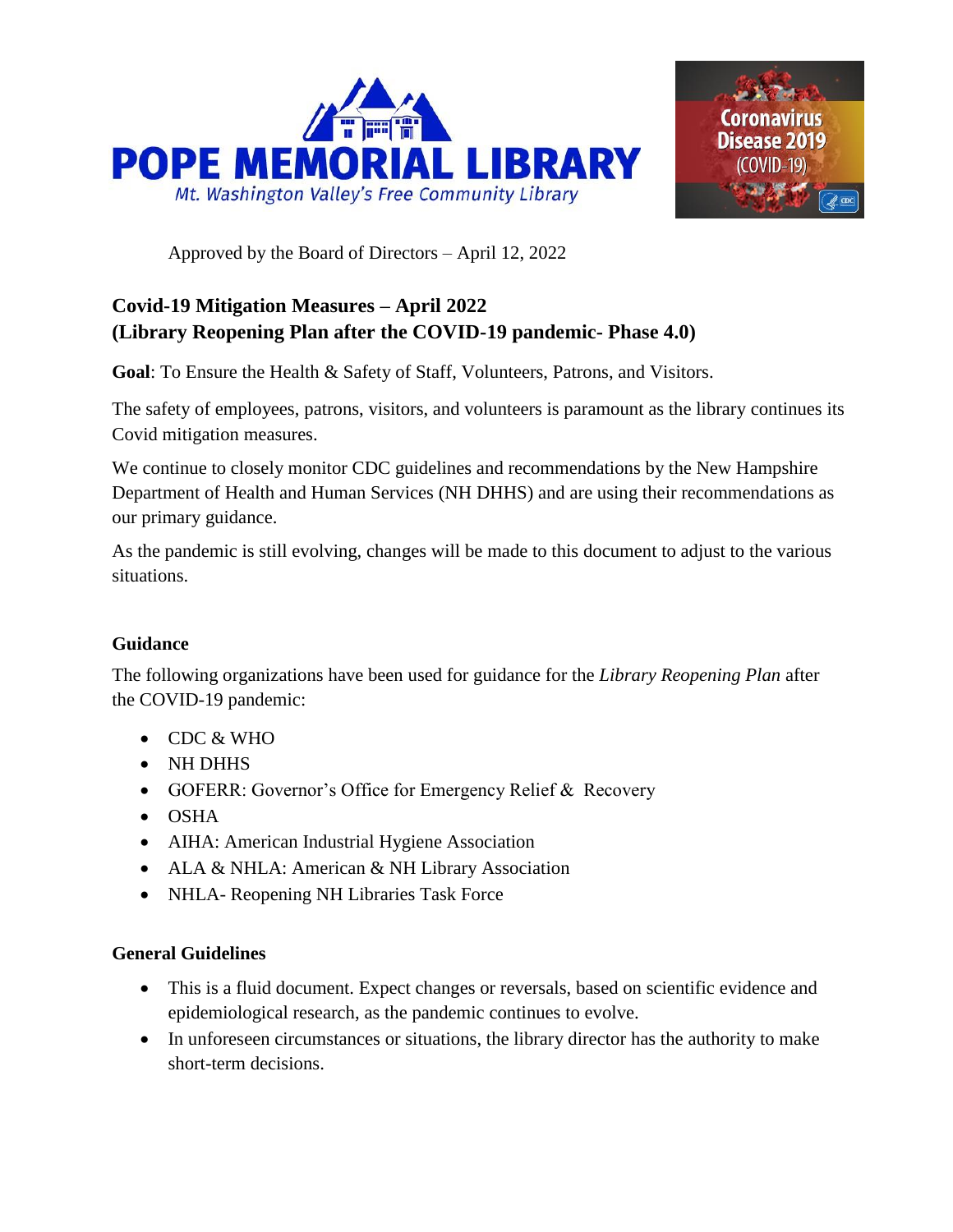POPE MEMORIAL LIBRARY

*Mt. Washington Valley's Free Community Library*

Coronavirus Disease 2019 (COVID-19)

Approved by the Board of Directors – April 12, 2022

## Covid-19 Mitigation Measures – April 2022
## (Library Reopening Plan after the COVID-19 pandemic- Phase 4.0)

**Goal**: To Ensure the Health & Safety of Staff, Volunteers, Patrons, and Visitors.

The safety of employees, patrons, visitors, and volunteers is paramount as the library continues its Covid mitigation measures.

We continue to closely monitor CDC guidelines and recommendations by the New Hampshire Department of Health and Human Services (NH DHHS) and are using their recommendations as our primary guidance.

As the pandemic is still evolving, changes will be made to this document to adjust to the various situations.

### Guidance

The following organizations have been used for guidance for the *Library Reopening Plan* after the COVID-19 pandemic:

- CDC & WHO
- NH DHHS
- GOFERR: Governor's Office for Emergency Relief & Recovery
- OSHA
- AIHA: American Industrial Hygiene Association
- ALA & NHLA: American & NH Library Association
- NHLA- Reopening NH Libraries Task Force

### General Guidelines

- This is a fluid document. Expect changes or reversals, based on scientific evidence and epidemiological research, as the pandemic continues to evolve.
- In unforeseen circumstances or situations, the library director has the authority to make short-term decisions.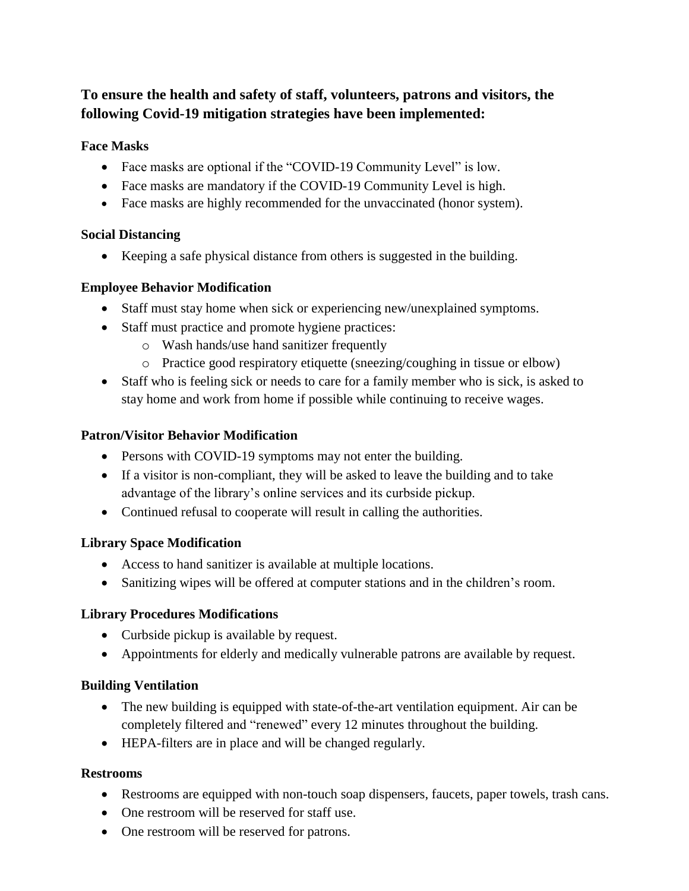## To ensure the health and safety of staff, volunteers, patrons and visitors, the following Covid-19 mitigation strategies have been implemented:

**Face Masks**

- Face masks are optional if the "COVID-19 Community Level" is low.
- Face masks are mandatory if the COVID-19 Community Level is high.
- Face masks are highly recommended for the unvaccinated (honor system).

**Social Distancing**

- Keeping a safe physical distance from others is suggested in the building.

**Employee Behavior Modification**

- Staff must stay home when sick or experiencing new/unexplained symptoms.
- Staff must practice and promote hygiene practices:
  - Wash hands/use hand sanitizer frequently
  - Practice good respiratory etiquette (sneezing/coughing in tissue or elbow)
- Staff who is feeling sick or needs to care for a family member who is sick, is asked to stay home and work from home if possible while continuing to receive wages.

**Patron/Visitor Behavior Modification**

- Persons with COVID-19 symptoms may not enter the building.
- If a visitor is non-compliant, they will be asked to leave the building and to take advantage of the library's online services and its curbside pickup.
- Continued refusal to cooperate will result in calling the authorities.

**Library Space Modification**

- Access to hand sanitizer is available at multiple locations.
- Sanitizing wipes will be offered at computer stations and in the children's room.

**Library Procedures Modifications**

- Curbside pickup is available by request.
- Appointments for elderly and medically vulnerable patrons are available by request.

**Building Ventilation**

- The new building is equipped with state-of-the-art ventilation equipment. Air can be completely filtered and "renewed" every 12 minutes throughout the building.
- HEPA-filters are in place and will be changed regularly.

**Restrooms**

- Restrooms are equipped with non-touch soap dispensers, faucets, paper towels, trash cans.
- One restroom will be reserved for staff use.
- One restroom will be reserved for patrons.